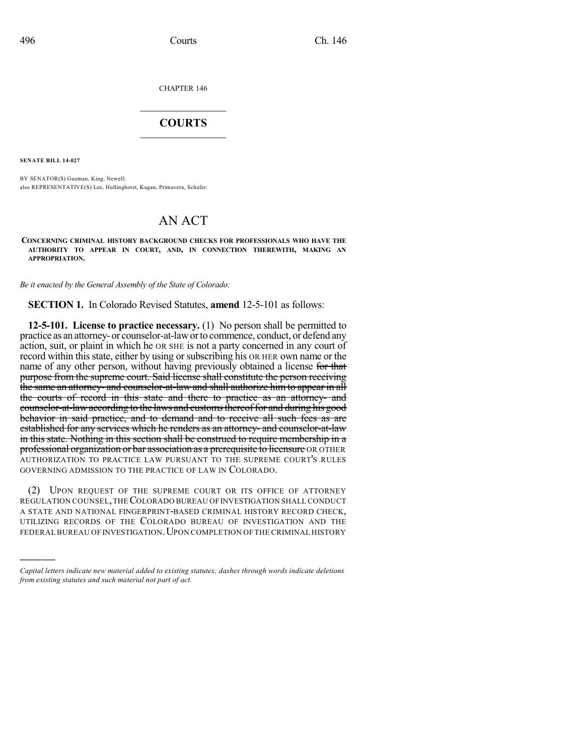CHAPTER 146

# COURTS

**SENATE BILL 14-027**

BY SENATOR(S) Guzman, King, Newell;
also REPRESENTATIVE(S) Lee, Hullinghorst, Kagan, Primavera, Schafer.

# AN ACT

**CONCERNING CRIMINAL HISTORY BACKGROUND CHECKS FOR PROFESSIONALS WHO HAVE THE AUTHORITY TO APPEAR IN COURT, AND, IN CONNECTION THEREWITH, MAKING AN APPROPRIATION.**

*Be it enacted by the General Assembly of the State of Colorado:*

**SECTION 1.** In Colorado Revised Statutes, **amend** 12-5-101 as follows:

**12-5-101. License to practice necessary.** (1) No person shall be permitted to practice as an attorney- or counselor-at-law or to commence, conduct, or defend any action, suit, or plaint in which he OR SHE is not a party concerned in any court of record within this state, either by using or subscribing his OR HER own name or the name of any other person, without having previously obtained a license ~~for that purpose from the supreme court. Said license shall constitute the person receiving the same an attorney- and counselor-at-law and shall authorize him to appear in all the courts of record in this state and there to practice as an attorney- and counselor-at-law according to the laws and customs thereof for and during his good behavior in said practice, and to demand and to receive all such fees as are established for any services which he renders as an attorney- and counselor-at-law in this state. Nothing in this section shall be construed to require membership in a professional organization or bar association as a prerequisite to licensure~~ OR OTHER AUTHORIZATION TO PRACTICE LAW PURSUANT TO THE SUPREME COURT'S RULES GOVERNING ADMISSION TO THE PRACTICE OF LAW IN COLORADO.

(2) UPON REQUEST OF THE SUPREME COURT OR ITS OFFICE OF ATTORNEY REGULATION COUNSEL, THE COLORADO BUREAU OF INVESTIGATION SHALL CONDUCT A STATE AND NATIONAL FINGERPRINT-BASED CRIMINAL HISTORY RECORD CHECK, UTILIZING RECORDS OF THE COLORADO BUREAU OF INVESTIGATION AND THE FEDERAL BUREAU OF INVESTIGATION. UPON COMPLETION OF THE CRIMINAL HISTORY

---

*Capital letters indicate new material added to existing statutes; dashes through words indicate deletions from existing statutes and such material not part of act.*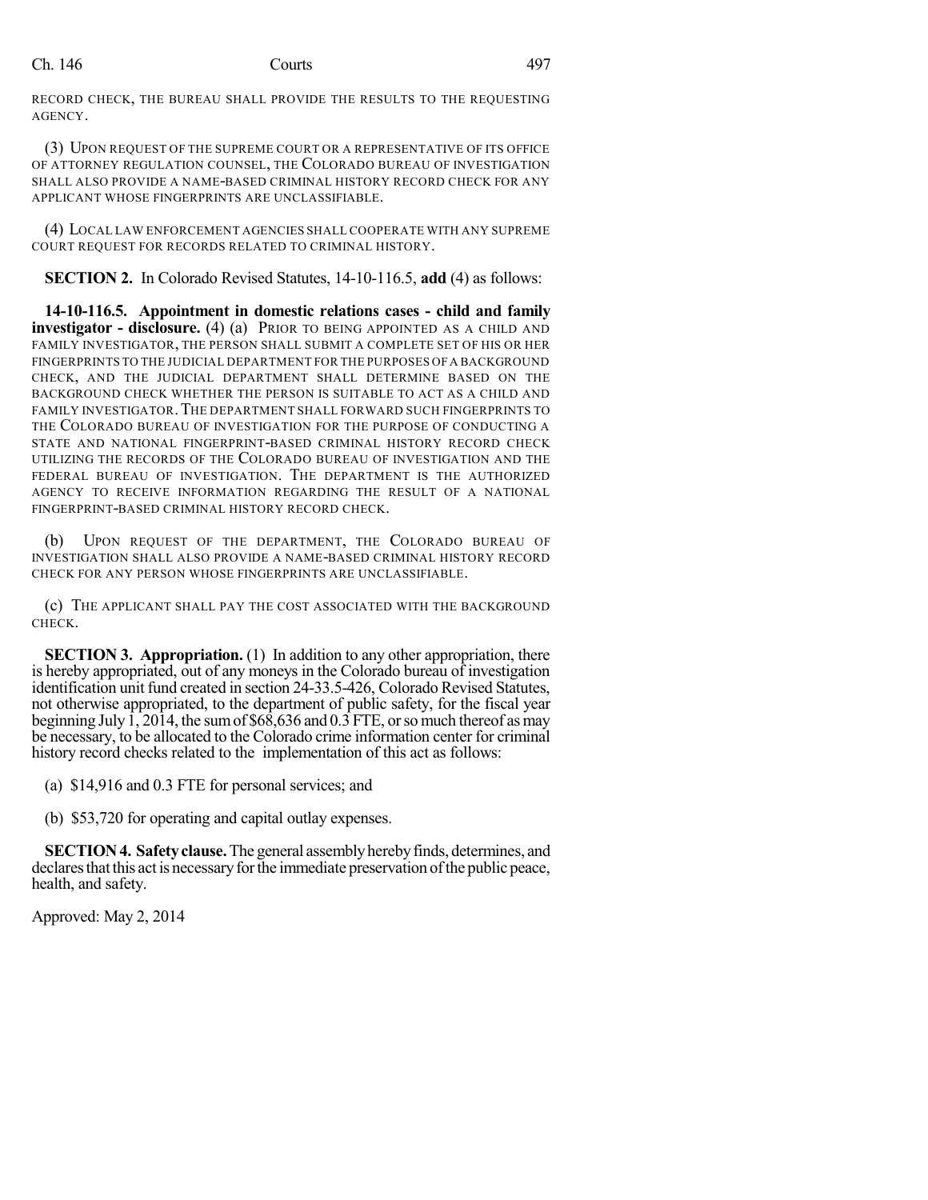RECORD CHECK, THE BUREAU SHALL PROVIDE THE RESULTS TO THE REQUESTING AGENCY.

(3) UPON REQUEST OF THE SUPREME COURT OR A REPRESENTATIVE OF ITS OFFICE OF ATTORNEY REGULATION COUNSEL, THE COLORADO BUREAU OF INVESTIGATION SHALL ALSO PROVIDE A NAME-BASED CRIMINAL HISTORY RECORD CHECK FOR ANY APPLICANT WHOSE FINGERPRINTS ARE UNCLASSIFIABLE.

(4) LOCAL LAW ENFORCEMENT AGENCIES SHALL COOPERATE WITH ANY SUPREME COURT REQUEST FOR RECORDS RELATED TO CRIMINAL HISTORY.

**SECTION 2.** In Colorado Revised Statutes, 14-10-116.5, **add** (4) as follows:

**14-10-116.5. Appointment in domestic relations cases - child and family investigator - disclosure.** (4) (a) PRIOR TO BEING APPOINTED AS A CHILD AND FAMILY INVESTIGATOR, THE PERSON SHALL SUBMIT A COMPLETE SET OF HIS OR HER FINGERPRINTS TO THE JUDICIAL DEPARTMENT FOR THE PURPOSES OF A BACKGROUND CHECK, AND THE JUDICIAL DEPARTMENT SHALL DETERMINE BASED ON THE BACKGROUND CHECK WHETHER THE PERSON IS SUITABLE TO ACT AS A CHILD AND FAMILY INVESTIGATOR. THE DEPARTMENT SHALL FORWARD SUCH FINGERPRINTS TO THE COLORADO BUREAU OF INVESTIGATION FOR THE PURPOSE OF CONDUCTING A STATE AND NATIONAL FINGERPRINT-BASED CRIMINAL HISTORY RECORD CHECK UTILIZING THE RECORDS OF THE COLORADO BUREAU OF INVESTIGATION AND THE FEDERAL BUREAU OF INVESTIGATION. THE DEPARTMENT IS THE AUTHORIZED AGENCY TO RECEIVE INFORMATION REGARDING THE RESULT OF A NATIONAL FINGERPRINT-BASED CRIMINAL HISTORY RECORD CHECK.

(b) UPON REQUEST OF THE DEPARTMENT, THE COLORADO BUREAU OF INVESTIGATION SHALL ALSO PROVIDE A NAME-BASED CRIMINAL HISTORY RECORD CHECK FOR ANY PERSON WHOSE FINGERPRINTS ARE UNCLASSIFIABLE.

(c) THE APPLICANT SHALL PAY THE COST ASSOCIATED WITH THE BACKGROUND CHECK.

**SECTION 3. Appropriation.** (1) In addition to any other appropriation, there is hereby appropriated, out of any moneys in the Colorado bureau of investigation identification unit fund created in section 24-33.5-426, Colorado Revised Statutes, not otherwise appropriated, to the department of public safety, for the fiscal year beginning July 1, 2014, the sum of $68,636 and 0.3 FTE, or so much thereof as may be necessary, to be allocated to the Colorado crime information center for criminal history record checks related to the implementation of this act as follows:

(a) $14,916 and 0.3 FTE for personal services; and

(b) $53,720 for operating and capital outlay expenses.

**SECTION 4. Safety clause.** The general assembly hereby finds, determines, and declares that this act is necessary for the immediate preservation of the public peace, health, and safety.

Approved: May 2, 2014